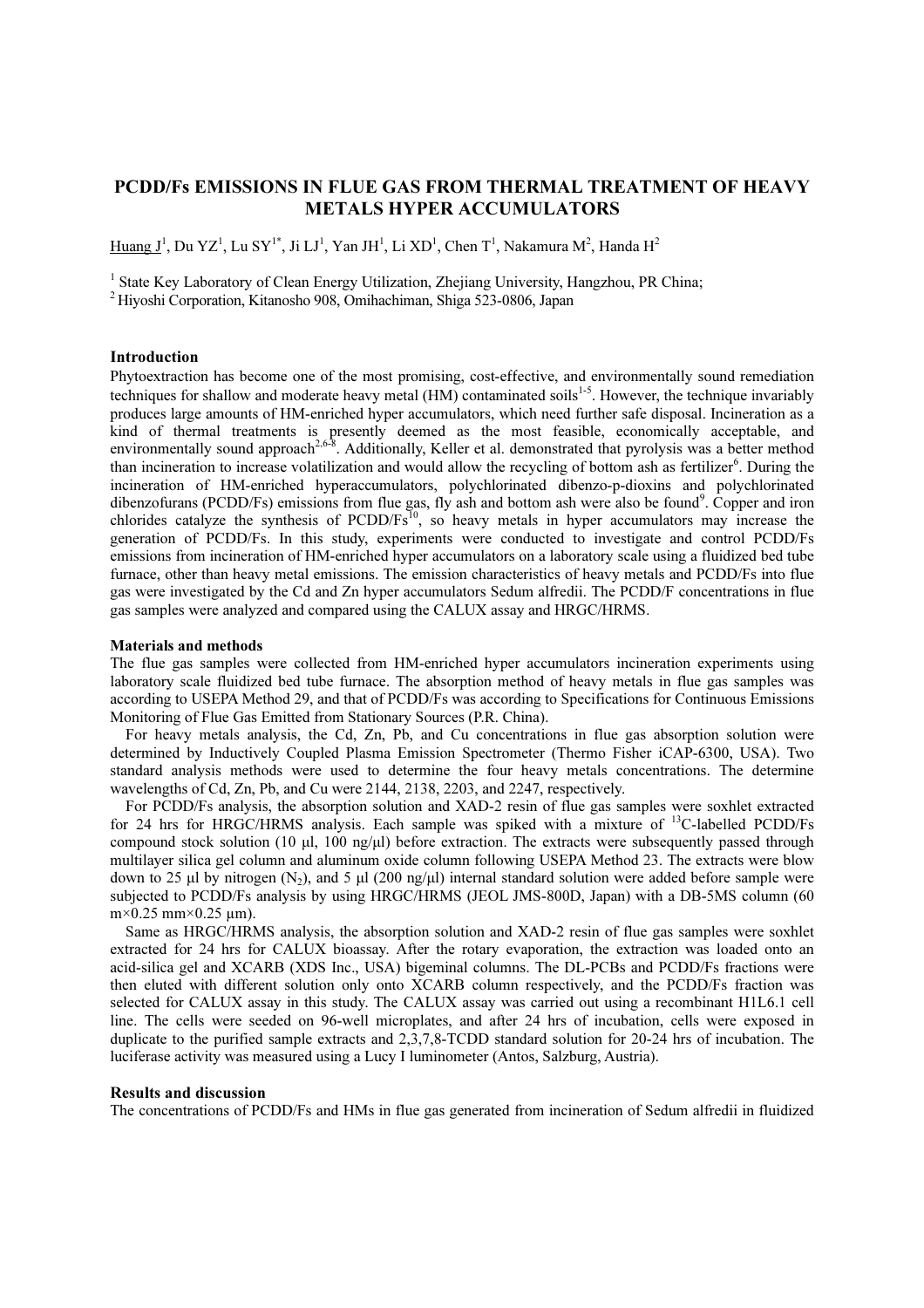# PCDD/Fs EMISSIONS IN FLUE GAS FROM THERMAL TREATMENT OF HEAVY METALS HYPER ACCUMULATORS

Huang J[1], Du YZ[1], Lu SY[1*], Ji LJ[1], Yan JH[1], Li XD[1], Chen T[1], Nakamura M[2], Handa H[2]

[1] State Key Laboratory of Clean Energy Utilization, Zhejiang University, Hangzhou, PR China;
[2] Hiyoshi Corporation, Kitanosho 908, Omihachiman, Shiga 523-0806, Japan

## Introduction

Phytoextraction has become one of the most promising, cost-effective, and environmentally sound remediation techniques for shallow and moderate heavy metal (HM) contaminated soils[1-5]. However, the technique invariably produces large amounts of HM-enriched hyper accumulators, which need further safe disposal. Incineration as a kind of thermal treatments is presently deemed as the most feasible, economically acceptable, and environmentally sound approach[2,6-8]. Additionally, Keller et al. demonstrated that pyrolysis was a better method than incineration to increase volatilization and would allow the recycling of bottom ash as fertilizer[6]. During the incineration of HM-enriched hyperaccumulators, polychlorinated dibenzo-p-dioxins and polychlorinated dibenzofurans (PCDD/Fs) emissions from flue gas, fly ash and bottom ash were also be found[9]. Copper and iron chlorides catalyze the synthesis of PCDD/Fs[10], so heavy metals in hyper accumulators may increase the generation of PCDD/Fs. In this study, experiments were conducted to investigate and control PCDD/Fs emissions from incineration of HM-enriched hyper accumulators on a laboratory scale using a fluidized bed tube furnace, other than heavy metal emissions. The emission characteristics of heavy metals and PCDD/Fs into flue gas were investigated by the Cd and Zn hyper accumulators Sedum alfredii. The PCDD/F concentrations in flue gas samples were analyzed and compared using the CALUX assay and HRGC/HRMS.

## Materials and methods

The flue gas samples were collected from HM-enriched hyper accumulators incineration experiments using laboratory scale fluidized bed tube furnace. The absorption method of heavy metals in flue gas samples was according to USEPA Method 29, and that of PCDD/Fs was according to Specifications for Continuous Emissions Monitoring of Flue Gas Emitted from Stationary Sources (P.R. China).

For heavy metals analysis, the Cd, Zn, Pb, and Cu concentrations in flue gas absorption solution were determined by Inductively Coupled Plasma Emission Spectrometer (Thermo Fisher iCAP-6300, USA). Two standard analysis methods were used to determine the four heavy metals concentrations. The determine wavelengths of Cd, Zn, Pb, and Cu were 2144, 2138, 2203, and 2247, respectively.

For PCDD/Fs analysis, the absorption solution and XAD-2 resin of flue gas samples were soxhlet extracted for 24 hrs for HRGC/HRMS analysis. Each sample was spiked with a mixture of $^{13}$C-labelled PCDD/Fs compound stock solution (10 μl, 100 ng/μl) before extraction. The extracts were subsequently passed through multilayer silica gel column and aluminum oxide column following USEPA Method 23. The extracts were blow down to 25 μl by nitrogen ($N_2$), and 5 μl (200 ng/μl) internal standard solution were added before sample were subjected to PCDD/Fs analysis by using HRGC/HRMS (JEOL JMS-800D, Japan) with a DB-5MS column (60 m×0.25 mm×0.25 μm).

Same as HRGC/HRMS analysis, the absorption solution and XAD-2 resin of flue gas samples were soxhlet extracted for 24 hrs for CALUX bioassay. After the rotary evaporation, the extraction was loaded onto an acid-silica gel and XCARB (XDS Inc., USA) bigeminal columns. The DL-PCBs and PCDD/Fs fractions were then eluted with different solution only onto XCARB column respectively, and the PCDD/Fs fraction was selected for CALUX assay in this study. The CALUX assay was carried out using a recombinant H1L6.1 cell line. The cells were seeded on 96-well microplates, and after 24 hrs of incubation, cells were exposed in duplicate to the purified sample extracts and 2,3,7,8-TCDD standard solution for 20-24 hrs of incubation. The luciferase activity was measured using a Lucy I luminometer (Antos, Salzburg, Austria).

## Results and discussion

The concentrations of PCDD/Fs and HMs in flue gas generated from incineration of Sedum alfredii in fluidized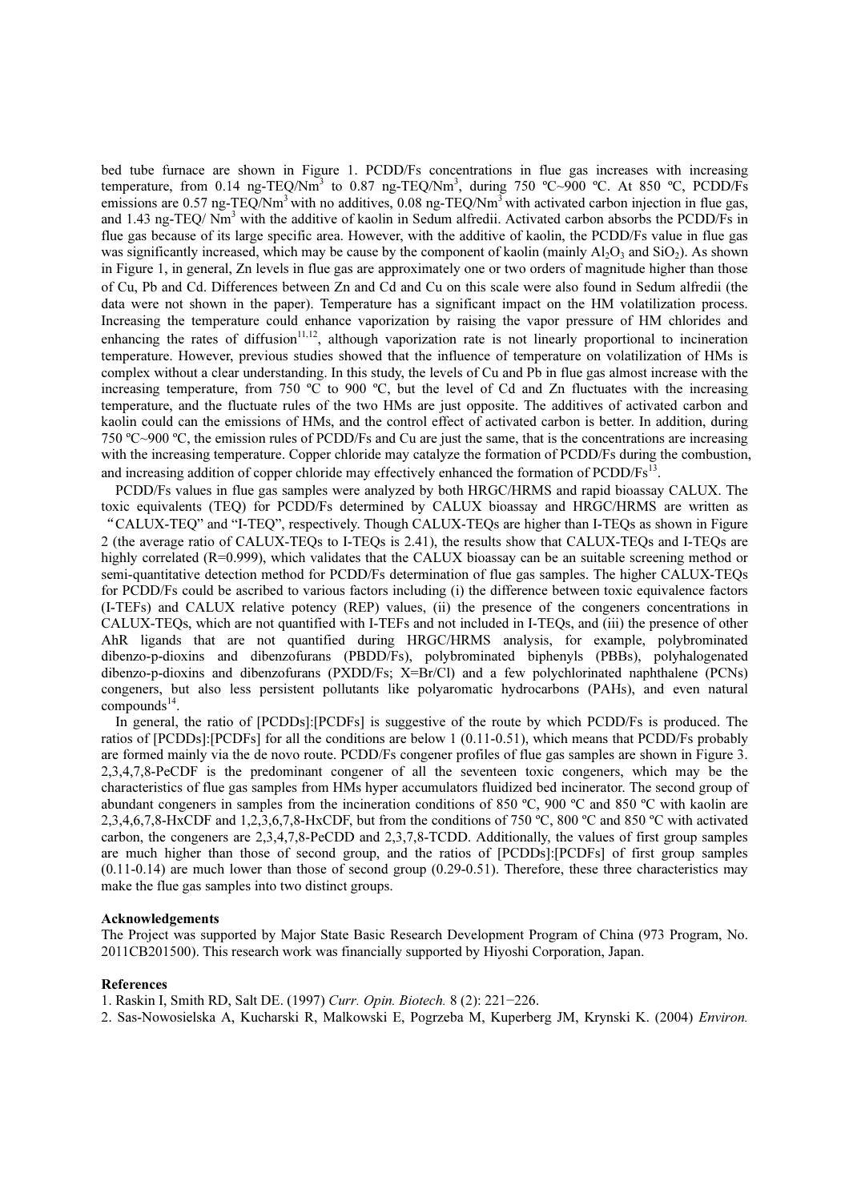bed tube furnace are shown in Figure 1. PCDD/Fs concentrations in flue gas increases with increasing temperature, from 0.14 ng-TEQ/Nm$^3$ to 0.87 ng-TEQ/Nm$^3$, during 750 ºC~900 ºC. At 850 ºC, PCDD/Fs emissions are 0.57 ng-TEQ/Nm$^3$ with no additives, 0.08 ng-TEQ/Nm$^3$ with activated carbon injection in flue gas, and 1.43 ng-TEQ/ Nm$^3$ with the additive of kaolin in Sedum alfredii. Activated carbon absorbs the PCDD/Fs in flue gas because of its large specific area. However, with the additive of kaolin, the PCDD/Fs value in flue gas was significantly increased, which may be cause by the component of kaolin (mainly $Al_2O_3$ and $SiO_2$). As shown in Figure 1, in general, Zn levels in flue gas are approximately one or two orders of magnitude higher than those of Cu, Pb and Cd. Differences between Zn and Cd and Cu on this scale were also found in Sedum alfredii (the data were not shown in the paper). Temperature has a significant impact on the HM volatilization process. Increasing the temperature could enhance vaporization by raising the vapor pressure of HM chlorides and enhancing the rates of diffusion[11,12], although vaporization rate is not linearly proportional to incineration temperature. However, previous studies showed that the influence of temperature on volatilization of HMs is complex without a clear understanding. In this study, the levels of Cu and Pb in flue gas almost increase with the increasing temperature, from 750 ºC to 900 ºC, but the level of Cd and Zn fluctuates with the increasing temperature, and the fluctuate rules of the two HMs are just opposite. The additives of activated carbon and kaolin could can the emissions of HMs, and the control effect of activated carbon is better. In addition, during 750 ºC~900 ºC, the emission rules of PCDD/Fs and Cu are just the same, that is the concentrations are increasing with the increasing temperature. Copper chloride may catalyze the formation of PCDD/Fs during the combustion, and increasing addition of copper chloride may effectively enhanced the formation of PCDD/Fs[13].

PCDD/Fs values in flue gas samples were analyzed by both HRGC/HRMS and rapid bioassay CALUX. The toxic equivalents (TEQ) for PCDD/Fs determined by CALUX bioassay and HRGC/HRMS are written as "CALUX-TEQ" and "I-TEQ", respectively. Though CALUX-TEQs are higher than I-TEQs as shown in Figure 2 (the average ratio of CALUX-TEQs to I-TEQs is 2.41), the results show that CALUX-TEQs and I-TEQs are highly correlated (R=0.999), which validates that the CALUX bioassay can be an suitable screening method or semi-quantitative detection method for PCDD/Fs determination of flue gas samples. The higher CALUX-TEQs for PCDD/Fs could be ascribed to various factors including (i) the difference between toxic equivalence factors (I-TEFs) and CALUX relative potency (REP) values, (ii) the presence of the congeners concentrations in CALUX-TEQs, which are not quantified with I-TEFs and not included in I-TEQs, and (iii) the presence of other AhR ligands that are not quantified during HRGC/HRMS analysis, for example, polybrominated dibenzo-p-dioxins and dibenzofurans (PBDD/Fs), polybrominated biphenyls (PBBs), polyhalogenated dibenzo-p-dioxins and dibenzofurans (PXDD/Fs; X=Br/Cl) and a few polychlorinated naphthalene (PCNs) congeners, but also less persistent pollutants like polyaromatic hydrocarbons (PAHs), and even natural compounds[14].

In general, the ratio of [PCDDs]:[PCDFs] is suggestive of the route by which PCDD/Fs is produced. The ratios of [PCDDs]:[PCDFs] for all the conditions are below 1 (0.11-0.51), which means that PCDD/Fs probably are formed mainly via the de novo route. PCDD/Fs congener profiles of flue gas samples are shown in Figure 3. 2,3,4,7,8-PeCDF is the predominant congener of all the seventeen toxic congeners, which may be the characteristics of flue gas samples from HMs hyper accumulators fluidized bed incinerator. The second group of abundant congeners in samples from the incineration conditions of 850 ºC, 900 ºC and 850 ºC with kaolin are 2,3,4,6,7,8-HxCDF and 1,2,3,6,7,8-HxCDF, but from the conditions of 750 ºC, 800 ºC and 850 ºC with activated carbon, the congeners are 2,3,4,7,8-PeCDD and 2,3,7,8-TCDD. Additionally, the values of first group samples are much higher than those of second group, and the ratios of [PCDDs]:[PCDFs] of first group samples (0.11-0.14) are much lower than those of second group (0.29-0.51). Therefore, these three characteristics may make the flue gas samples into two distinct groups.

**Acknowledgements**

The Project was supported by Major State Basic Research Development Program of China (973 Program, No. 2011CB201500). This research work was financially supported by Hiyoshi Corporation, Japan.

**References**

1. Raskin I, Smith RD, Salt DE. (1997) *Curr. Opin. Biotech.* 8 (2): 221−226.
2. Sas-Nowosielska A, Kucharski R, Malkowski E, Pogrzeba M, Kuperberg JM, Krynski K. (2004) *Environ.*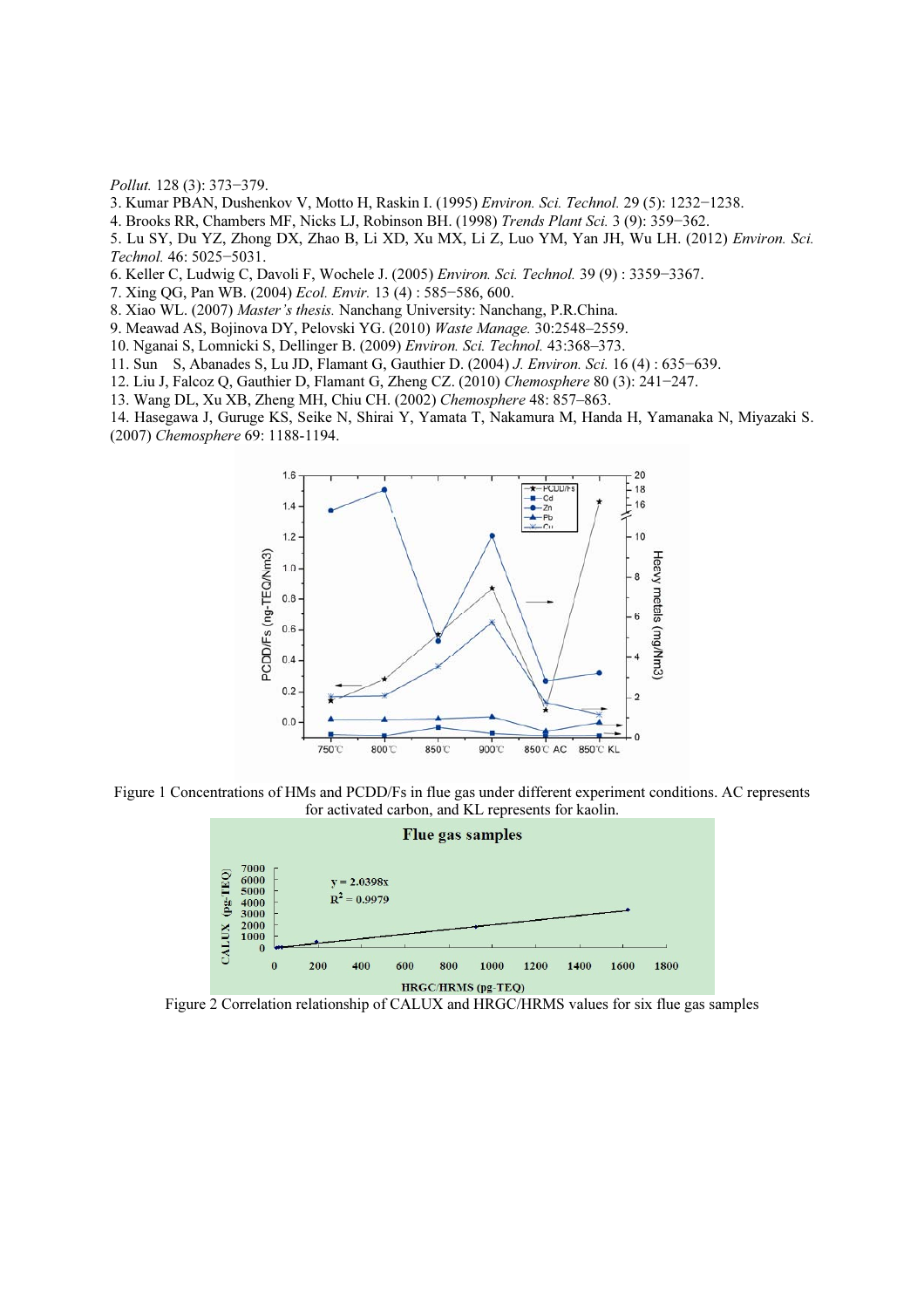*Pollut.* 128 (3): 373−379.

3. Kumar PBAN, Dushenkov V, Motto H, Raskin I. (1995) *Environ. Sci. Technol.* 29 (5): 1232−1238.
4. Brooks RR, Chambers MF, Nicks LJ, Robinson BH. (1998) *Trends Plant Sci.* 3 (9): 359−362.
5. Lu SY, Du YZ, Zhong DX, Zhao B, Li XD, Xu MX, Li Z, Luo YM, Yan JH, Wu LH. (2012) *Environ. Sci. Technol.* 46: 5025−5031.
6. Keller C, Ludwig C, Davoli F, Wochele J. (2005) *Environ. Sci. Technol.* 39 (9) : 3359−3367.
7. Xing QG, Pan WB. (2004) *Ecol. Envir.* 13 (4) : 585−586, 600.
8. Xiao WL. (2007) *Master's thesis.* Nanchang University: Nanchang, P.R.China.
9. Meawad AS, Bojinova DY, Pelovski YG. (2010) *Waste Manage.* 30:2548–2559.
10. Nganai S, Lomnicki S, Dellinger B. (2009) *Environ. Sci. Technol.* 43:368–373.
11. Sun S, Abanades S, Lu JD, Flamant G, Gauthier D. (2004) *J. Environ. Sci.* 16 (4) : 635−639.
12. Liu J, Falcoz Q, Gauthier D, Flamant G, Zheng CZ. (2010) *Chemosphere* 80 (3): 241−247.
13. Wang DL, Xu XB, Zheng MH, Chiu CH. (2002) *Chemosphere* 48: 857–863.
14. Hasegawa J, Guruge KS, Seike N, Shirai Y, Yamata T, Nakamura M, Handa H, Yamanaka N, Miyazaki S. (2007) *Chemosphere* 69: 1188-1194.

Figure 1 Concentrations of HMs and PCDD/Fs in flue gas under different experiment conditions. AC represents for activated carbon, and KL represents for kaolin.

Figure 2 Correlation relationship of CALUX and HRGC/HRMS values for six flue gas samples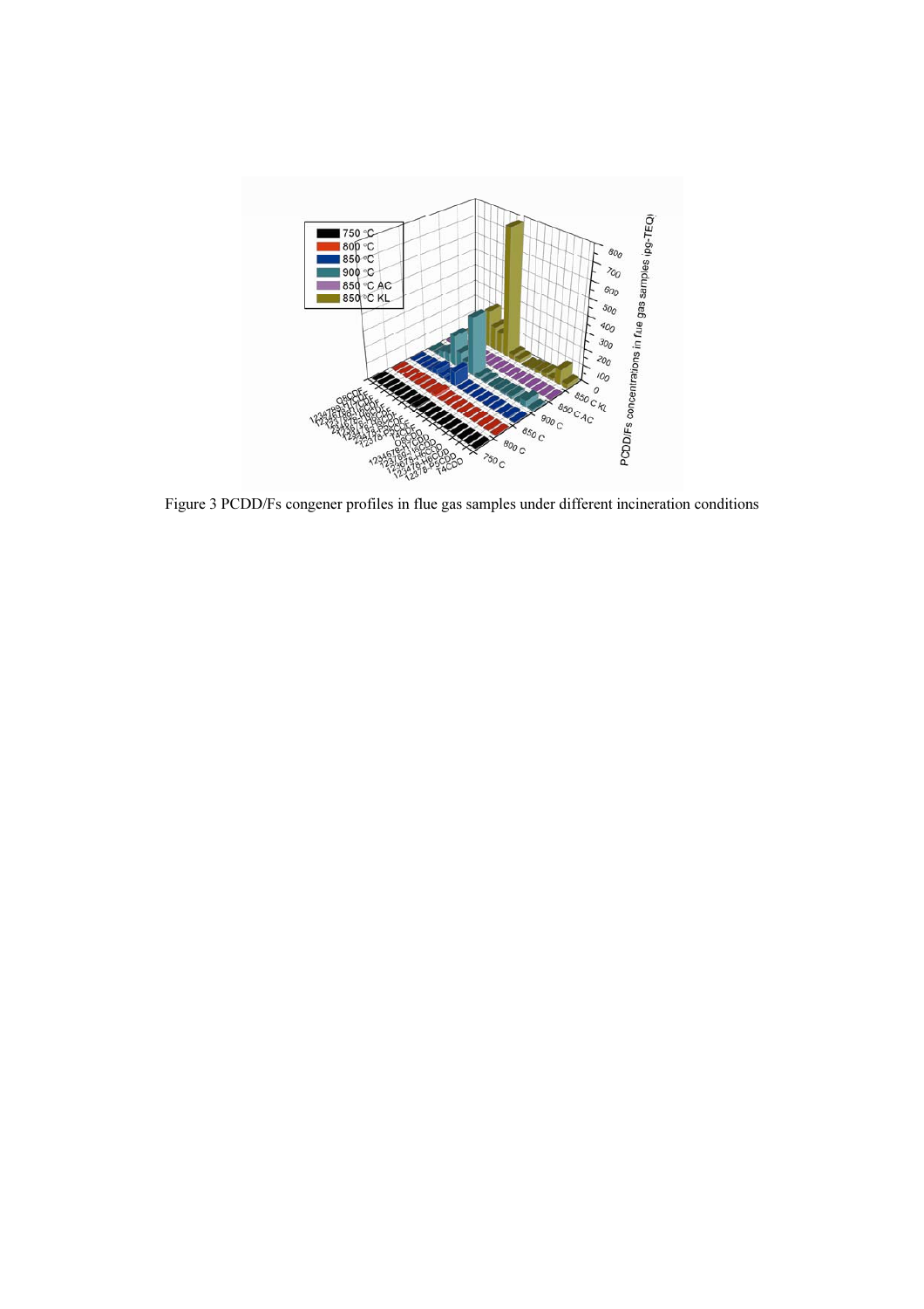750 °C
800 °C
850 °C
900 °C
850 °C AC
850 °C KL

PCDD/Fs concentrations in flue gas samples (pg-TEQ)

0
100
200
300
400
500
600
700
800

750 C
800 C
850 C
900 C
850 C AC
850 C KL

OCDF
1234789-H7CDF
1234678-H7CDF
123789-H6CDF
234678-H6CDF
123678-H6CDF
123478-H6CDF
23478-P5CDF
12378-P5CDF
T4CDF
OCDD
1234678-H7CDD
123789-H6CDD
123678-H6CDD
123478-H6CDD
12378-P5CDD
T4CDD

Figure 3 PCDD/Fs congener profiles in flue gas samples under different incineration conditions